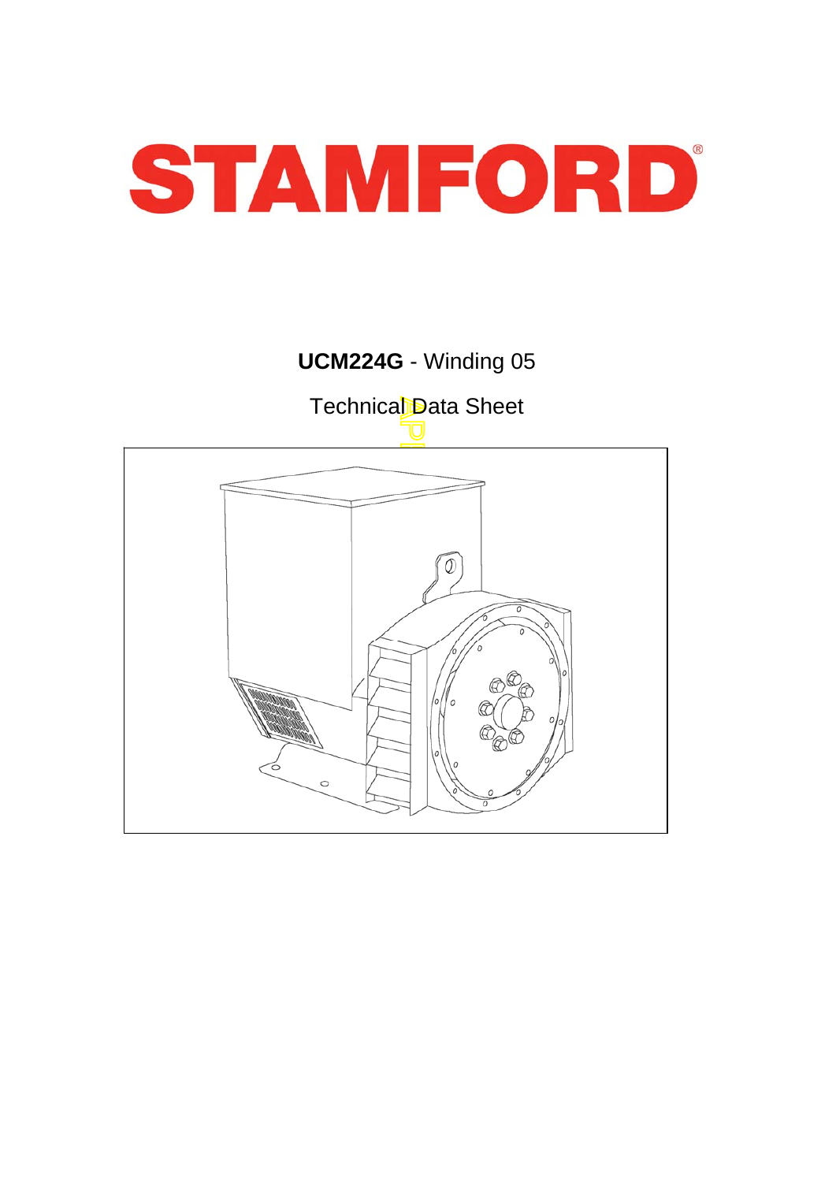# STAMFORD

**UCM224G** - Winding 05

Technical Data Sheet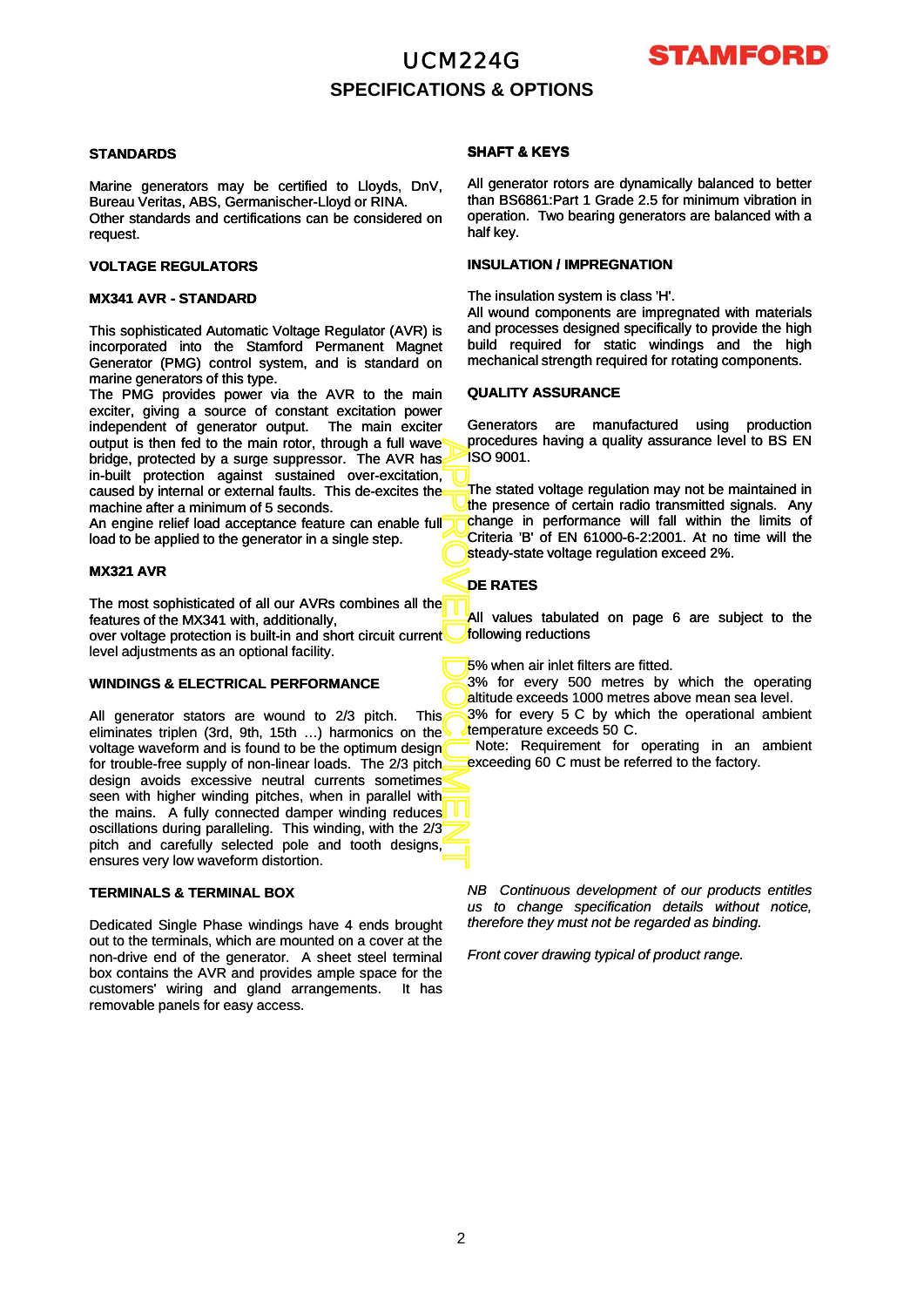# UCM224G

## SPECIFICATIONS & OPTIONS

### STANDARDS

Marine generators may be certified to Lloyds, DnV, Bureau Veritas, ABS, Germanischer-Lloyd or RINA.
Other standards and certifications can be considered on request.

### VOLTAGE REGULATORS

### MX341 AVR - STANDARD

This sophisticated Automatic Voltage Regulator (AVR) is incorporated into the Stamford Permanent Magnet Generator (PMG) control system, and is standard on marine generators of this type.
The PMG provides power via the AVR to the main exciter, giving a source of constant excitation power independent of generator output. The main exciter output is then fed to the main rotor, through a full wave bridge, protected by a surge suppressor. The AVR has in-built protection against sustained over-excitation, caused by internal or external faults. This de-excites the machine after a minimum of 5 seconds.
An engine relief load acceptance feature can enable full load to be applied to the generator in a single step.

### MX321 AVR

The most sophisticated of all our AVRs combines all the features of the MX341 with, additionally,
over voltage protection is built-in and short circuit current level adjustments as an optional facility.

### WINDINGS & ELECTRICAL PERFORMANCE

All generator stators are wound to 2/3 pitch. This eliminates triplen (3rd, 9th, 15th …) harmonics on the voltage waveform and is found to be the optimum design for trouble-free supply of non-linear loads. The 2/3 pitch design avoids excessive neutral currents sometimes seen with higher winding pitches, when in parallel with the mains. A fully connected damper winding reduces oscillations during paralleling. This winding, with the 2/3 pitch and carefully selected pole and tooth designs, ensures very low waveform distortion.

### TERMINALS & TERMINAL BOX

Dedicated Single Phase windings have 4 ends brought out to the terminals, which are mounted on a cover at the non-drive end of the generator. A sheet steel terminal box contains the AVR and provides ample space for the customers' wiring and gland arrangements. It has removable panels for easy access.

### SHAFT & KEYS

All generator rotors are dynamically balanced to better than BS6861:Part 1 Grade 2.5 for minimum vibration in operation. Two bearing generators are balanced with a half key.

### INSULATION / IMPREGNATION

The insulation system is class 'H'.
All wound components are impregnated with materials and processes designed specifically to provide the high build required for static windings and the high mechanical strength required for rotating components.

### QUALITY ASSURANCE

Generators are manufactured using production procedures having a quality assurance level to BS EN ISO 9001.

The stated voltage regulation may not be maintained in the presence of certain radio transmitted signals. Any change in performance will fall within the limits of Criteria 'B' of EN 61000-6-2:2001. At no time will the steady-state voltage regulation exceed 2%.

### DE RATES

All values tabulated on page 6 are subject to the following reductions

5% when air inlet filters are fitted.
3% for every 500 metres by which the operating altitude exceeds 1000 metres above mean sea level.
3% for every 5 C by which the operational ambient temperature exceeds 50 C.
Note: Requirement for operating in an ambient exceeding 60 C must be referred to the factory.

*NB Continuous development of our products entitles us to change specification details without notice, therefore they must not be regarded as binding.*

*Front cover drawing typical of product range.*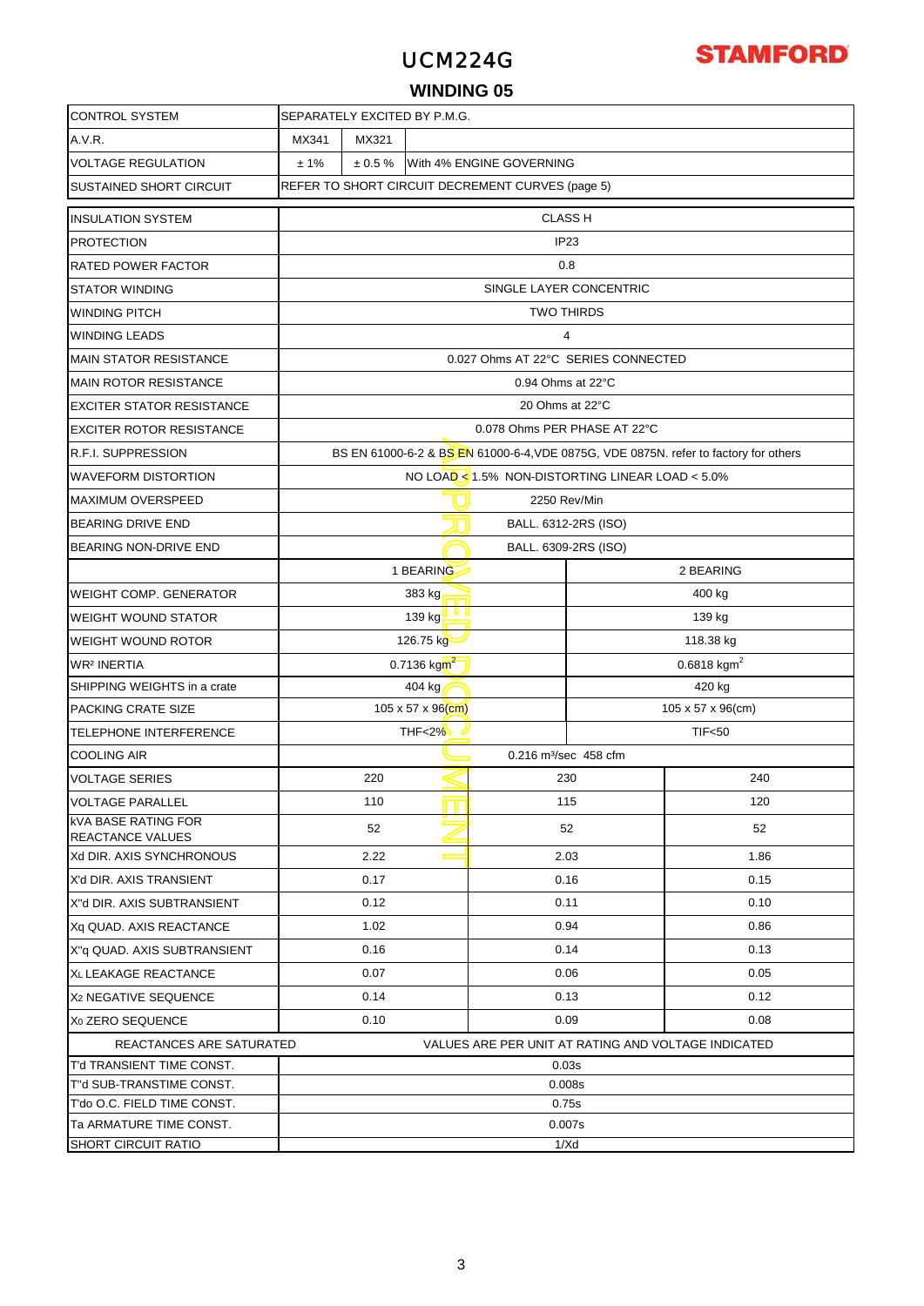# UCM224G

## WINDING 05

| CONTROL SYSTEM | SEPARATELY EXCITED BY P.M.G. | | |
|---|---|---|---|
| A.V.R. | MX341 | MX321 | |
| VOLTAGE REGULATION | ± 1% | ± 0.5 % | With 4% ENGINE GOVERNING |
| SUSTAINED SHORT CIRCUIT | REFER TO SHORT CIRCUIT DECREMENT CURVES (page 5) | | |

| INSULATION SYSTEM | CLASS H | | |
|---|---|---|---|
| PROTECTION | IP23 | | |
| RATED POWER FACTOR | 0.8 | | |
| STATOR WINDING | SINGLE LAYER CONCENTRIC | | |
| WINDING PITCH | TWO THIRDS | | |
| WINDING LEADS | 4 | | |
| MAIN STATOR RESISTANCE | 0.027 Ohms AT 22°C SERIES CONNECTED | | |
| MAIN ROTOR RESISTANCE | 0.94 Ohms at 22°C | | |
| EXCITER STATOR RESISTANCE | 20 Ohms at 22°C | | |
| EXCITER ROTOR RESISTANCE | 0.078 Ohms PER PHASE AT 22°C | | |
| R.F.I. SUPPRESSION | BS EN 61000-6-2 & BS EN 61000-6-4,VDE 0875G, VDE 0875N. refer to factory for others | | |
| WAVEFORM DISTORTION | NO LOAD < 1.5% NON-DISTORTING LINEAR LOAD < 5.0% | | |
| MAXIMUM OVERSPEED | 2250 Rev/Min | | |
| BEARING DRIVE END | BALL. 6312-2RS (ISO) | | |
| BEARING NON-DRIVE END | BALL. 6309-2RS (ISO) | | |
| | 1 BEARING | | 2 BEARING |
| WEIGHT COMP. GENERATOR | 383 kg | | 400 kg |
| WEIGHT WOUND STATOR | 139 kg | | 139 kg |
| WEIGHT WOUND ROTOR | 126.75 kg | | 118.38 kg |
| $WR^2$ INERTIA | 0.7136 $kgm^2$ | | 0.6818 $kgm^2$ |
| SHIPPING WEIGHTS in a crate | 404 kg | | 420 kg |
| PACKING CRATE SIZE | 105 x 57 x 96(cm) | | 105 x 57 x 96(cm) |
| TELEPHONE INTERFERENCE | THF<2% | | TIF<50 |
| COOLING AIR | 0.216 $m^3$/sec 458 cfm | | |
| VOLTAGE SERIES | 220 | 230 | 240 |
| VOLTAGE PARALLEL | 110 | 115 | 120 |
| kVA BASE RATING FOR REACTANCE VALUES | 52 | 52 | 52 |
| Xd DIR. AXIS SYNCHRONOUS | 2.22 | 2.03 | 1.86 |
| X'd DIR. AXIS TRANSIENT | 0.17 | 0.16 | 0.15 |
| X''d DIR. AXIS SUBTRANSIENT | 0.12 | 0.11 | 0.10 |
| Xq QUAD. AXIS REACTANCE | 1.02 | 0.94 | 0.86 |
| X''q QUAD. AXIS SUBTRANSIENT | 0.16 | 0.14 | 0.13 |
| $X_L$ LEAKAGE REACTANCE | 0.07 | 0.06 | 0.05 |
| $X_2$ NEGATIVE SEQUENCE | 0.14 | 0.13 | 0.12 |
| $X_0$ ZERO SEQUENCE | 0.10 | 0.09 | 0.08 |
| REACTANCES ARE SATURATED | VALUES ARE PER UNIT AT RATING AND VOLTAGE INDICATED | | |
| T'd TRANSIENT TIME CONST. | 0.03s | | |
| T''d SUB-TRANSTIME CONST. | 0.008s | | |
| T'do O.C. FIELD TIME CONST. | 0.75s | | |
| Ta ARMATURE TIME CONST. | 0.007s | | |
| SHORT CIRCUIT RATIO | 1/Xd | | |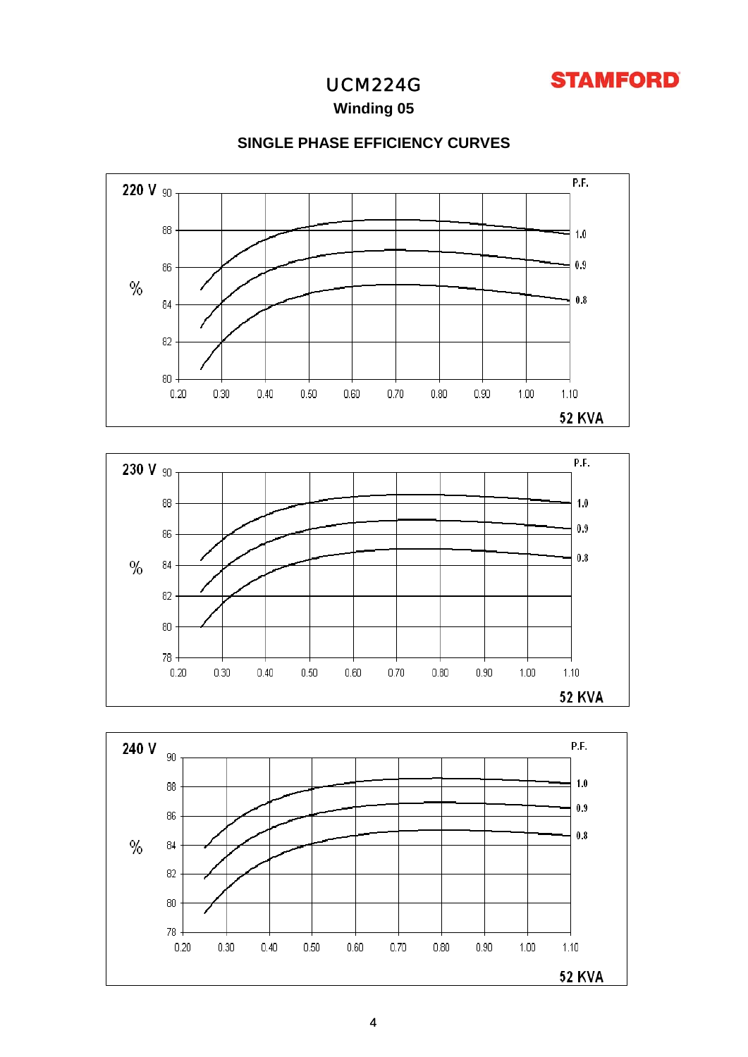# UCM224G

**Winding 05**

## SINGLE PHASE EFFICIENCY CURVES

220 V

%

P.F.

1.0

0.9

0.8

52 KVA

230 V

%

P.F.

1.0

0.9

0.8

52 KVA

240 V

%

P.F.

1.0

0.9

0.8

52 KVA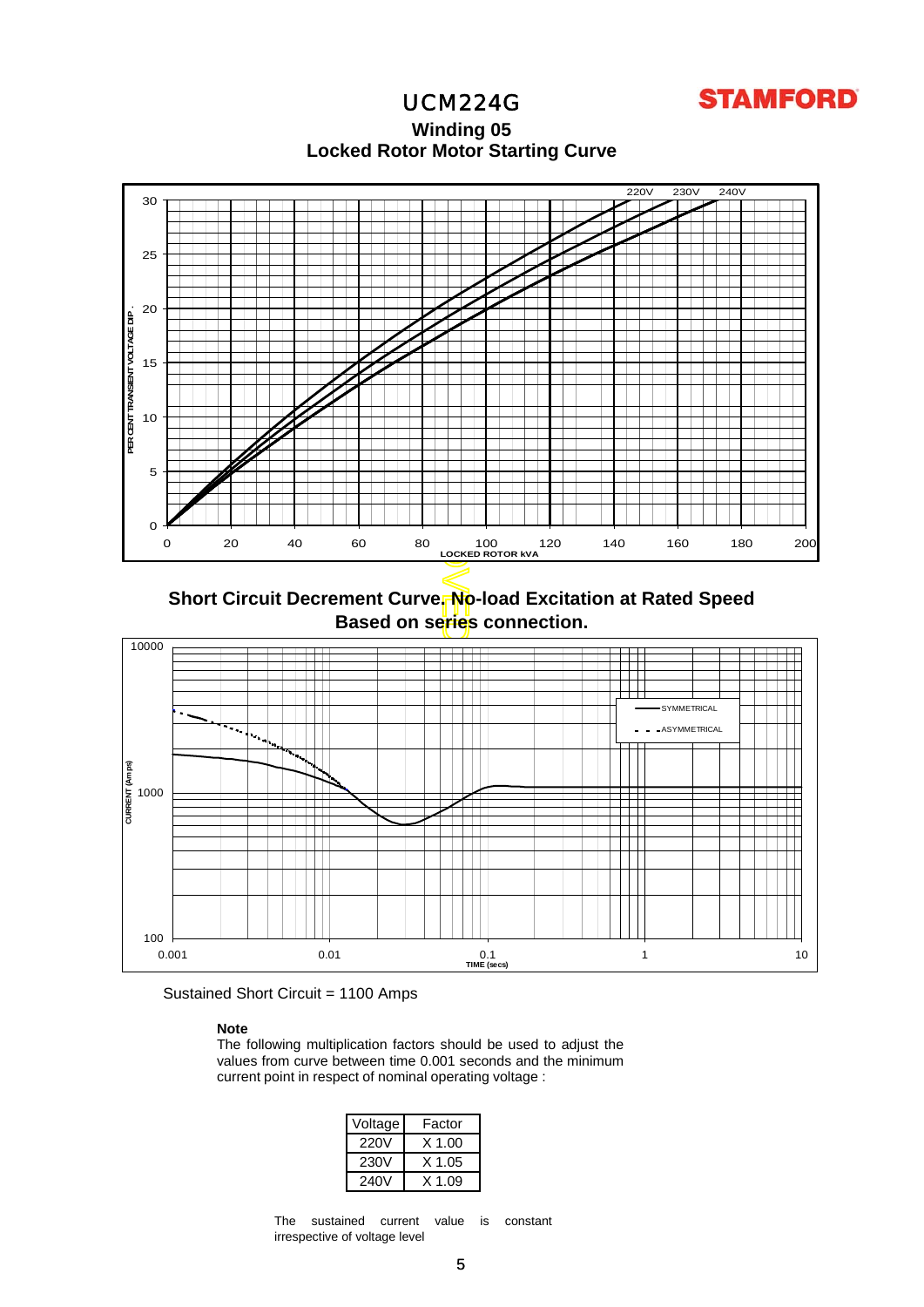# UCM224G

## Winding 05

## Locked Rotor Motor Starting Curve

## Short Circuit Decrement Curve. No-load Excitation at Rated Speed Based on series connection.

Sustained Short Circuit = 1100 Amps

**Note**

The following multiplication factors should be used to adjust the values from curve between time 0.001 seconds and the minimum current point in respect of nominal operating voltage :

| Voltage | Factor |
|---|---|
| 220V | X 1.00 |
| 230V | X 1.05 |
| 240V | X 1.09 |

The sustained current value is constant irrespective of voltage level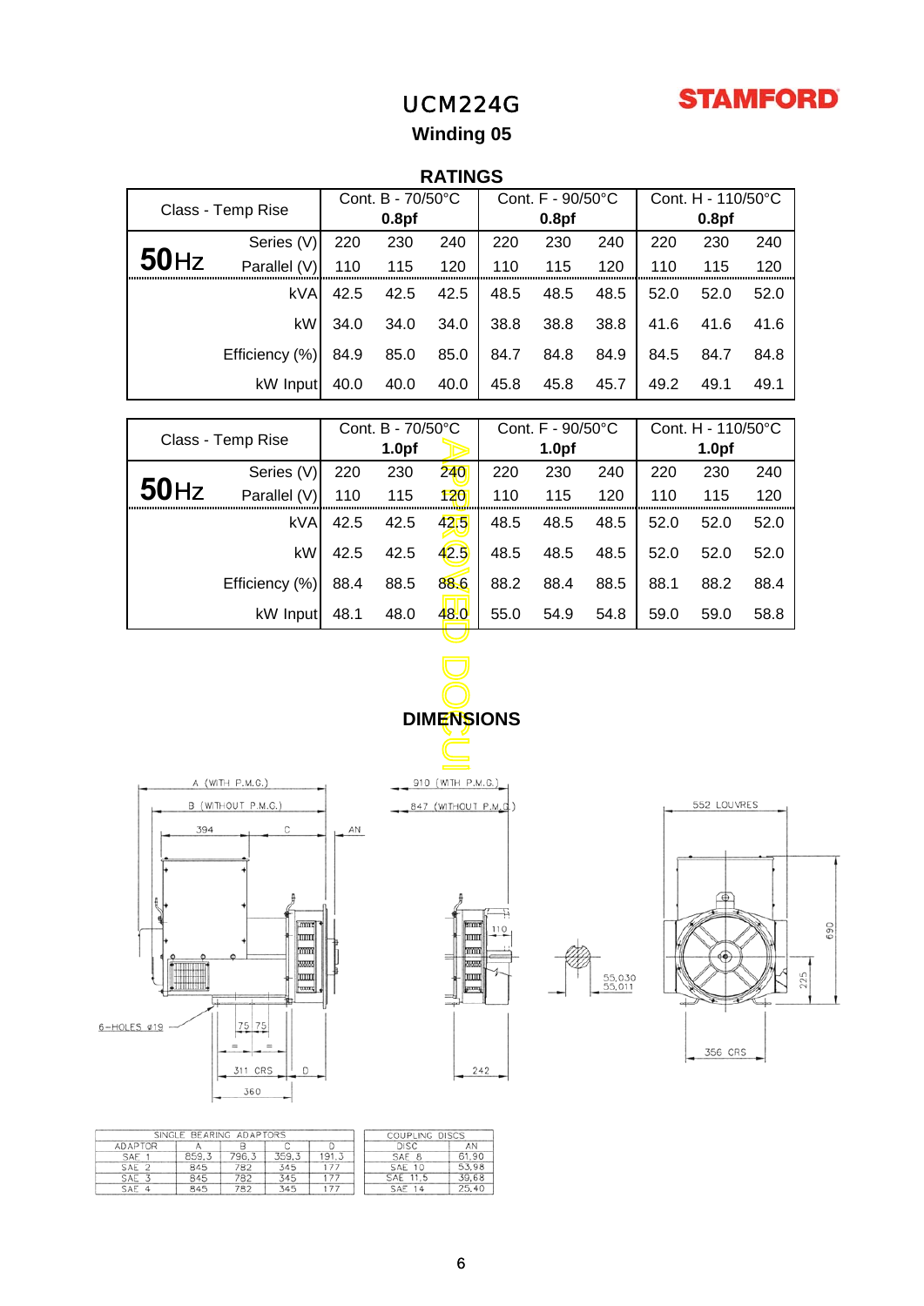# UCM224G

STAMFORD

## Winding 05

### RATINGS

| Class - Temp Rise | | Cont. B - 70/50°C 0.8pf | | | Cont. F - 90/50°C 0.8pf | | | Cont. H - 110/50°C 0.8pf | | |
|---|---|---|---|---|---|---|---|---|---|---|
| **50**Hz | Series (V) | 220 | 230 | 240 | 220 | 230 | 240 | 220 | 230 | 240 |
| | Parallel (V) | 110 | 115 | 120 | 110 | 115 | 120 | 110 | 115 | 120 |
| | kVA | 42.5 | 42.5 | 42.5 | 48.5 | 48.5 | 48.5 | 52.0 | 52.0 | 52.0 |
| | kW | 34.0 | 34.0 | 34.0 | 38.8 | 38.8 | 38.8 | 41.6 | 41.6 | 41.6 |
| | Efficiency (%) | 84.9 | 85.0 | 85.0 | 84.7 | 84.8 | 84.9 | 84.5 | 84.7 | 84.8 |
| | kW Input | 40.0 | 40.0 | 40.0 | 45.8 | 45.8 | 45.7 | 49.2 | 49.1 | 49.1 |

| Class - Temp Rise | | Cont. B - 70/50°C 1.0pf | | | Cont. F - 90/50°C 1.0pf | | | Cont. H - 110/50°C 1.0pf | | |
|---|---|---|---|---|---|---|---|---|---|---|
| **50**Hz | Series (V) | 220 | 230 | 240 | 220 | 230 | 240 | 220 | 230 | 240 |
| | Parallel (V) | 110 | 115 | 120 | 110 | 115 | 120 | 110 | 115 | 120 |
| | kVA | 42.5 | 42.5 | 42.5 | 48.5 | 48.5 | 48.5 | 52.0 | 52.0 | 52.0 |
| | kW | 42.5 | 42.5 | 42.5 | 48.5 | 48.5 | 48.5 | 52.0 | 52.0 | 52.0 |
| | Efficiency (%) | 88.4 | 88.5 | 88.6 | 88.2 | 88.4 | 88.5 | 88.1 | 88.2 | 88.4 |
| | kW Input | 48.1 | 48.0 | 48.0 | 55.0 | 54.9 | 54.8 | 59.0 | 59.0 | 58.8 |

APPROVED DOCUMENT

### DIMENSIONS

A (WITH P.M.G.)
B (WITHOUT P.M.G.)
394 C AN
6-HOLES ø19
75 75
311 CRS D
360
910 (WITH P.M.G.)
847 (WITHOUT P.M.G.)
110
242
55.030
55.011
552 LOUVRES
690
225
356 CRS

| SINGLE BEARING ADAPTORS | | | | |
|---|---|---|---|---|
| ADAPTOR | A | B | C | D |
| SAE 1 | 859.3 | 796.3 | 359.3 | 191.3 |
| SAE 2 | 845 | 782 | 345 | 177 |
| SAE 3 | 845 | 782 | 345 | 177 |
| SAE 4 | 845 | 782 | 345 | 177 |

| COUPLING DISCS | |
|---|---|
| DISC | AN |
| SAE 8 | 61.90 |
| SAE 10 | 53.98 |
| SAE 11.5 | 39.68 |
| SAE 14 | 25.40 |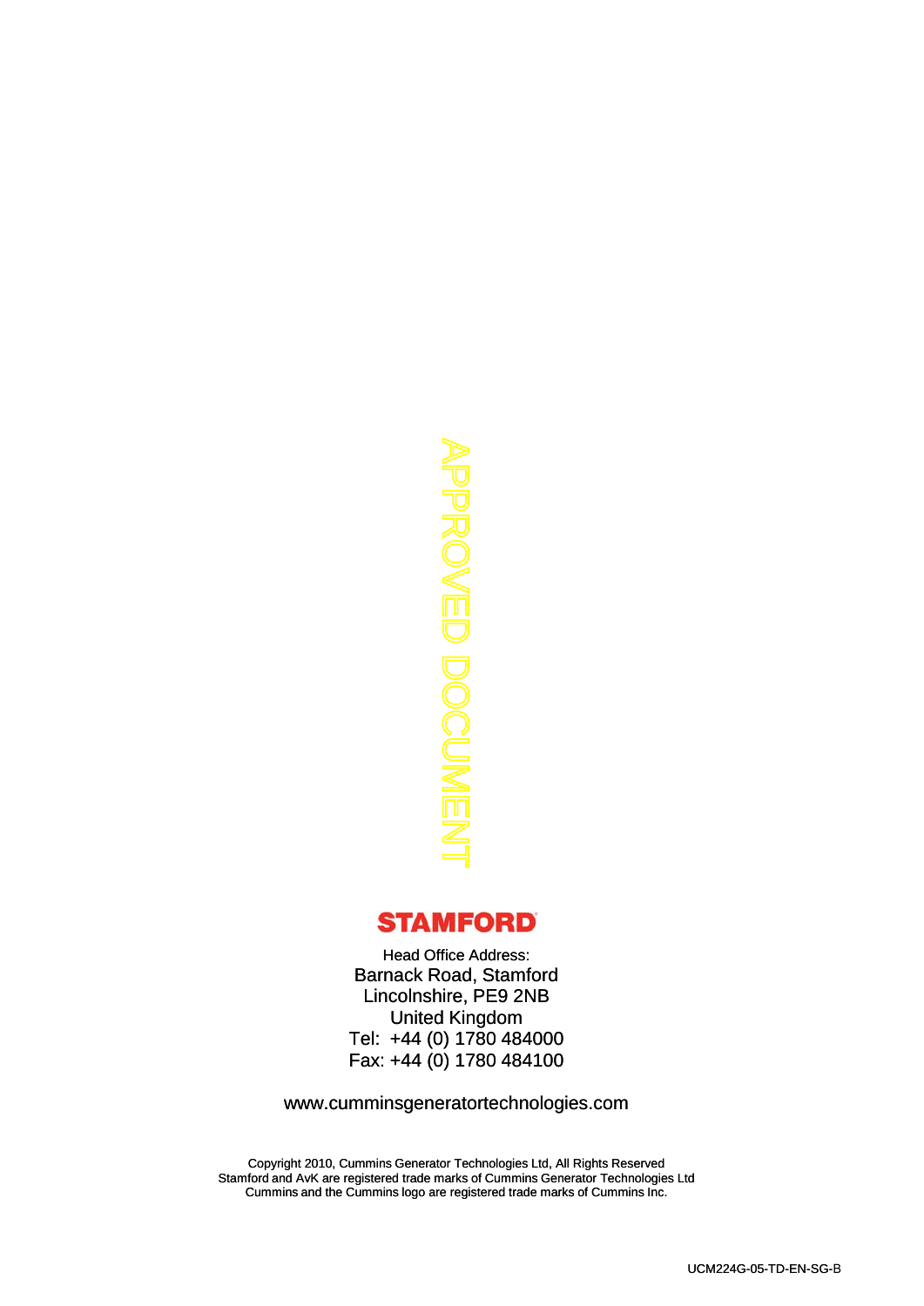APPROVED DOCUMENT

**STAMFORD**

Head Office Address:
Barnack Road, Stamford
Lincolnshire, PE9 2NB
United Kingdom
Tel: +44 (0) 1780 484000
Fax: +44 (0) 1780 484100

www.cumminsgeneratortechnologies.com

Copyright 2010, Cummins Generator Technologies Ltd, All Rights Reserved
Stamford and AvK are registered trade marks of Cummins Generator Technologies Ltd
Cummins and the Cummins logo are registered trade marks of Cummins Inc.

UCM224G-05-TD-EN-SG-B